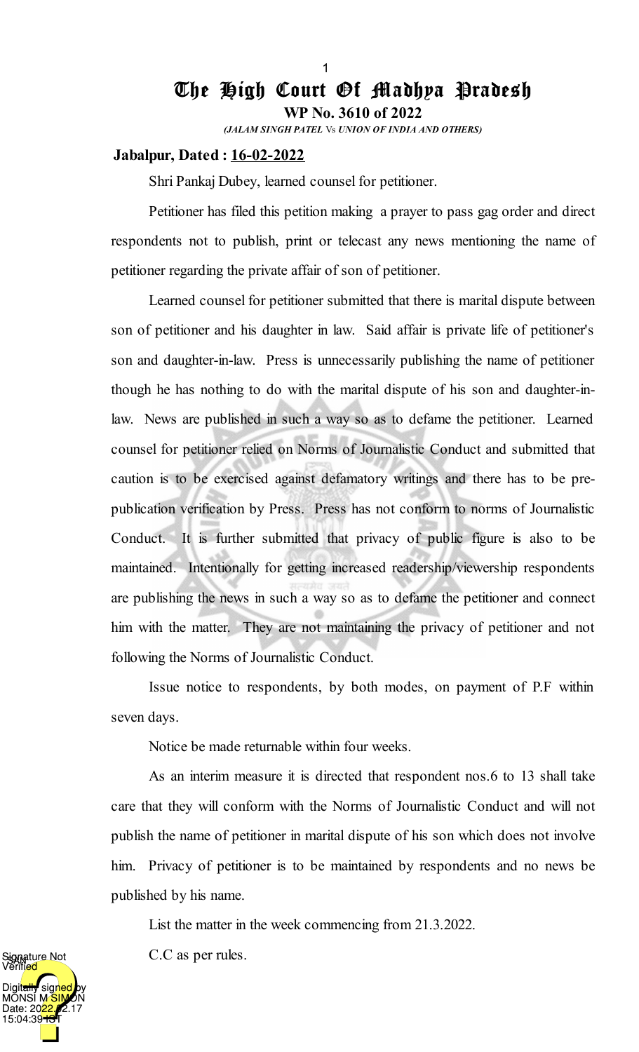# The High Court Of Madhya Pradesh

**WP No. 3610 of 2022**

***(JALAM SINGH PATEL** Vs **UNION OF INDIA AND OTHERS)***

**Jabalpur, Dated : 16-02-2022**

Shri Pankaj Dubey, learned counsel for petitioner.

Petitioner has filed this petition making a prayer to pass gag order and direct respondents not to publish, print or telecast any news mentioning the name of petitioner regarding the private affair of son of petitioner.

Learned counsel for petitioner submitted that there is marital dispute between son of petitioner and his daughter in law. Said affair is private life of petitioner's son and daughter-in-law. Press is unnecessarily publishing the name of petitioner though he has nothing to do with the marital dispute of his son and daughter-in-law. News are published in such a way so as to defame the petitioner. Learned counsel for petitioner relied on Norms of Journalistic Conduct and submitted that caution is to be exercised against defamatory writings and there has to be pre-publication verification by Press. Press has not conform to norms of Journalistic Conduct. It is further submitted that privacy of public figure is also to be maintained. Intentionally for getting increased readership/viewership respondents are publishing the news in such a way so as to defame the petitioner and connect him with the matter. They are not maintaining the privacy of petitioner and not following the Norms of Journalistic Conduct.

Issue notice to respondents, by both modes, on payment of P.F within seven days.

Notice be made returnable within four weeks.

As an interim measure it is directed that respondent nos.6 to 13 shall take care that they will conform with the Norms of Journalistic Conduct and will not publish the name of petitioner in marital dispute of his son which does not involve him. Privacy of petitioner is to be maintained by respondents and no news be published by his name.

List the matter in the week commencing from 21.3.2022.

C.C as per rules.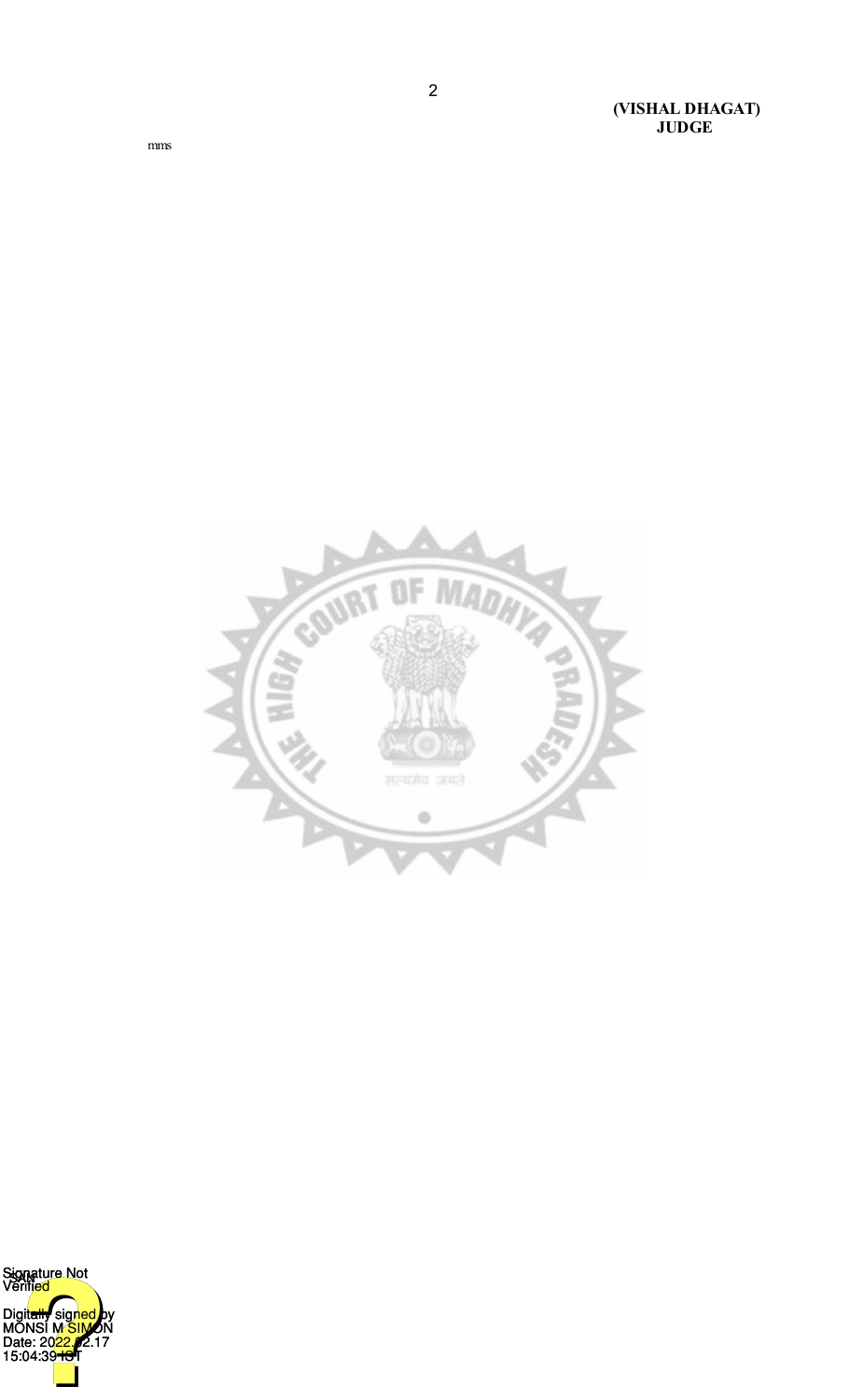**(VISHAL DHAGAT)**
**JUDGE**

mms